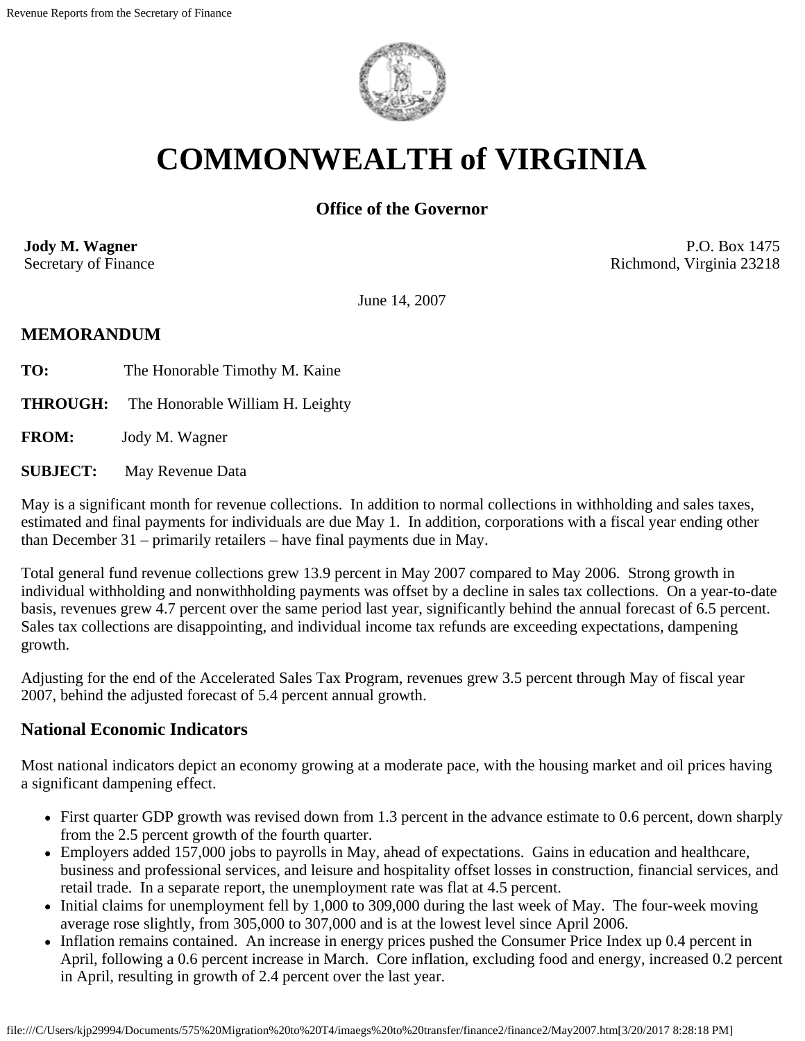# COMMONWEALTH of VIRGINIA

**Office of the Governor**

**Jody M. Wagner**
Secretary of Finance

P.O. Box 1475
Richmond, Virginia 23218

June 14, 2007

## MEMORANDUM

**TO:** The Honorable Timothy M. Kaine

**THROUGH:** The Honorable William H. Leighty

**FROM:** Jody M. Wagner

**SUBJECT:** May Revenue Data

May is a significant month for revenue collections. In addition to normal collections in withholding and sales taxes, estimated and final payments for individuals are due May 1. In addition, corporations with a fiscal year ending other than December 31 – primarily retailers – have final payments due in May.

Total general fund revenue collections grew 13.9 percent in May 2007 compared to May 2006. Strong growth in individual withholding and nonwithholding payments was offset by a decline in sales tax collections. On a year-to-date basis, revenues grew 4.7 percent over the same period last year, significantly behind the annual forecast of 6.5 percent. Sales tax collections are disappointing, and individual income tax refunds are exceeding expectations, dampening growth.

Adjusting for the end of the Accelerated Sales Tax Program, revenues grew 3.5 percent through May of fiscal year 2007, behind the adjusted forecast of 5.4 percent annual growth.

## National Economic Indicators

Most national indicators depict an economy growing at a moderate pace, with the housing market and oil prices having a significant dampening effect.

- First quarter GDP growth was revised down from 1.3 percent in the advance estimate to 0.6 percent, down sharply from the 2.5 percent growth of the fourth quarter.
- Employers added 157,000 jobs to payrolls in May, ahead of expectations. Gains in education and healthcare, business and professional services, and leisure and hospitality offset losses in construction, financial services, and retail trade. In a separate report, the unemployment rate was flat at 4.5 percent.
- Initial claims for unemployment fell by 1,000 to 309,000 during the last week of May. The four-week moving average rose slightly, from 305,000 to 307,000 and is at the lowest level since April 2006.
- Inflation remains contained. An increase in energy prices pushed the Consumer Price Index up 0.4 percent in April, following a 0.6 percent increase in March. Core inflation, excluding food and energy, increased 0.2 percent in April, resulting in growth of 2.4 percent over the last year.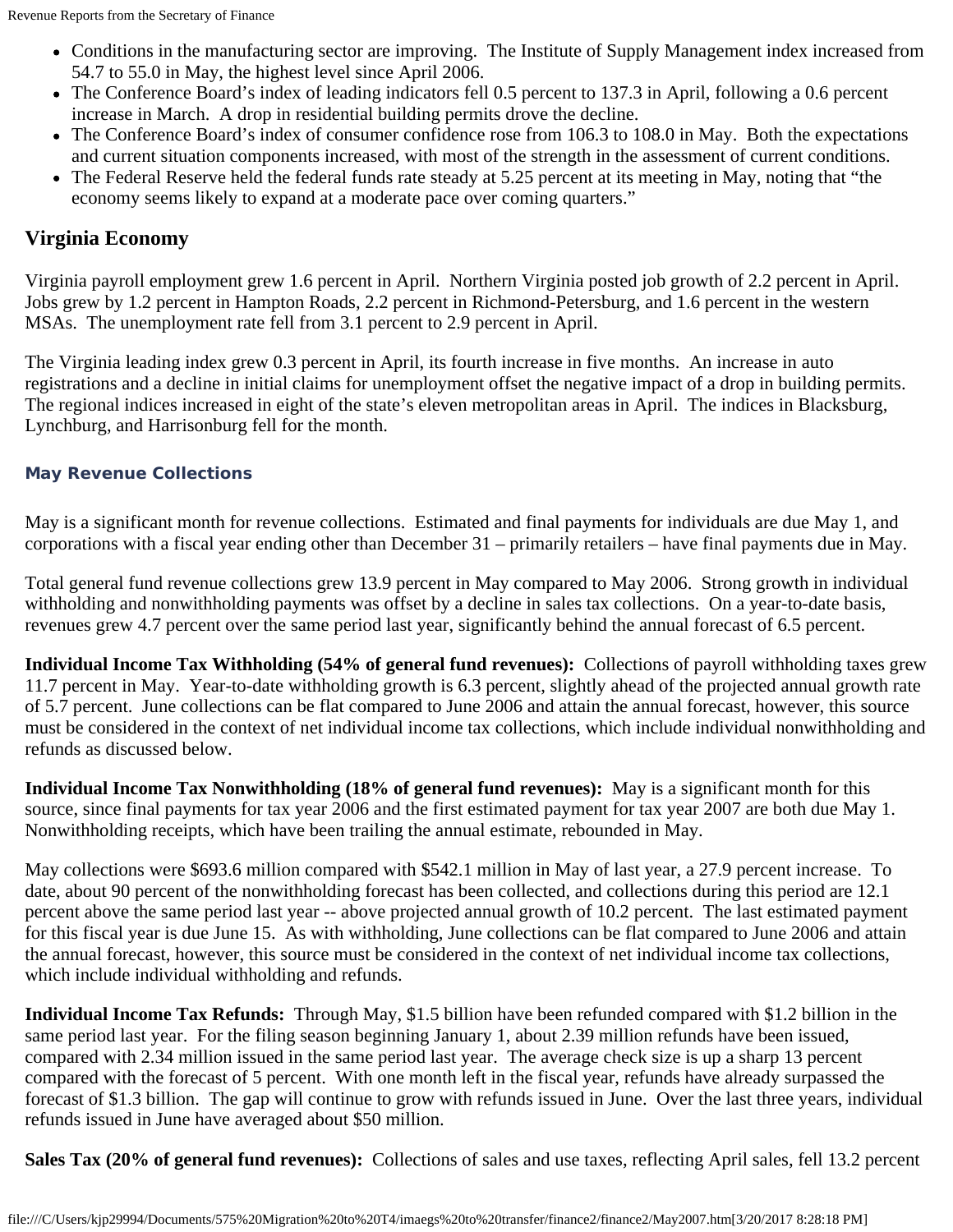- Conditions in the manufacturing sector are improving. The Institute of Supply Management index increased from 54.7 to 55.0 in May, the highest level since April 2006.
- The Conference Board's index of leading indicators fell 0.5 percent to 137.3 in April, following a 0.6 percent increase in March. A drop in residential building permits drove the decline.
- The Conference Board's index of consumer confidence rose from 106.3 to 108.0 in May. Both the expectations and current situation components increased, with most of the strength in the assessment of current conditions.
- The Federal Reserve held the federal funds rate steady at 5.25 percent at its meeting in May, noting that "the economy seems likely to expand at a moderate pace over coming quarters."

## Virginia Economy

Virginia payroll employment grew 1.6 percent in April. Northern Virginia posted job growth of 2.2 percent in April. Jobs grew by 1.2 percent in Hampton Roads, 2.2 percent in Richmond-Petersburg, and 1.6 percent in the western MSAs. The unemployment rate fell from 3.1 percent to 2.9 percent in April.

The Virginia leading index grew 0.3 percent in April, its fourth increase in five months. An increase in auto registrations and a decline in initial claims for unemployment offset the negative impact of a drop in building permits. The regional indices increased in eight of the state's eleven metropolitan areas in April. The indices in Blacksburg, Lynchburg, and Harrisonburg fell for the month.

### May Revenue Collections

May is a significant month for revenue collections. Estimated and final payments for individuals are due May 1, and corporations with a fiscal year ending other than December 31 – primarily retailers – have final payments due in May.

Total general fund revenue collections grew 13.9 percent in May compared to May 2006. Strong growth in individual withholding and nonwithholding payments was offset by a decline in sales tax collections. On a year-to-date basis, revenues grew 4.7 percent over the same period last year, significantly behind the annual forecast of 6.5 percent.

**Individual Income Tax Withholding (54% of general fund revenues):** Collections of payroll withholding taxes grew 11.7 percent in May. Year-to-date withholding growth is 6.3 percent, slightly ahead of the projected annual growth rate of 5.7 percent. June collections can be flat compared to June 2006 and attain the annual forecast, however, this source must be considered in the context of net individual income tax collections, which include individual nonwithholding and refunds as discussed below.

**Individual Income Tax Nonwithholding (18% of general fund revenues):** May is a significant month for this source, since final payments for tax year 2006 and the first estimated payment for tax year 2007 are both due May 1. Nonwithholding receipts, which have been trailing the annual estimate, rebounded in May.

May collections were $693.6 million compared with $542.1 million in May of last year, a 27.9 percent increase. To date, about 90 percent of the nonwithholding forecast has been collected, and collections during this period are 12.1 percent above the same period last year -- above projected annual growth of 10.2 percent. The last estimated payment for this fiscal year is due June 15. As with withholding, June collections can be flat compared to June 2006 and attain the annual forecast, however, this source must be considered in the context of net individual income tax collections, which include individual withholding and refunds.

**Individual Income Tax Refunds:** Through May, $1.5 billion have been refunded compared with $1.2 billion in the same period last year. For the filing season beginning January 1, about 2.39 million refunds have been issued, compared with 2.34 million issued in the same period last year. The average check size is up a sharp 13 percent compared with the forecast of 5 percent. With one month left in the fiscal year, refunds have already surpassed the forecast of $1.3 billion. The gap will continue to grow with refunds issued in June. Over the last three years, individual refunds issued in June have averaged about $50 million.

**Sales Tax (20% of general fund revenues):** Collections of sales and use taxes, reflecting April sales, fell 13.2 percent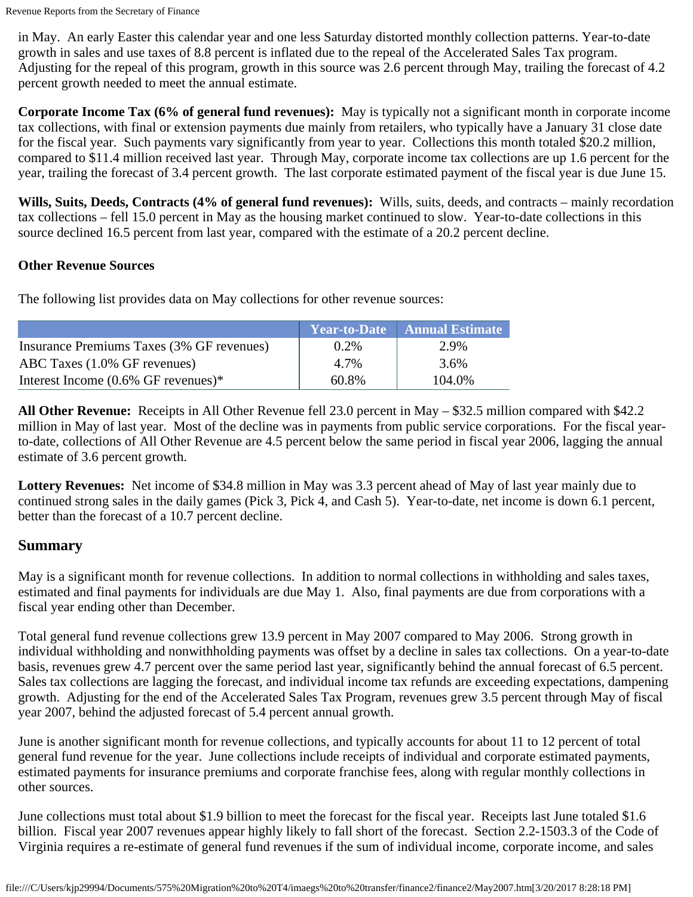in May. An early Easter this calendar year and one less Saturday distorted monthly collection patterns. Year-to-date growth in sales and use taxes of 8.8 percent is inflated due to the repeal of the Accelerated Sales Tax program. Adjusting for the repeal of this program, growth in this source was 2.6 percent through May, trailing the forecast of 4.2 percent growth needed to meet the annual estimate.

**Corporate Income Tax (6% of general fund revenues):** May is typically not a significant month in corporate income tax collections, with final or extension payments due mainly from retailers, who typically have a January 31 close date for the fiscal year. Such payments vary significantly from year to year. Collections this month totaled $20.2 million, compared to $11.4 million received last year. Through May, corporate income tax collections are up 1.6 percent for the year, trailing the forecast of 3.4 percent growth. The last corporate estimated payment of the fiscal year is due June 15.

**Wills, Suits, Deeds, Contracts (4% of general fund revenues):** Wills, suits, deeds, and contracts – mainly recordation tax collections – fell 15.0 percent in May as the housing market continued to slow. Year-to-date collections in this source declined 16.5 percent from last year, compared with the estimate of a 20.2 percent decline.

### Other Revenue Sources

The following list provides data on May collections for other revenue sources:

| | Year-to-Date | Annual Estimate |
|---|---|---|
| Insurance Premiums Taxes (3% GF revenues) | 0.2% | 2.9% |
| ABC Taxes (1.0% GF revenues) | 4.7% | 3.6% |
| Interest Income (0.6% GF revenues)* | 60.8% | 104.0% |

**All Other Revenue:** Receipts in All Other Revenue fell 23.0 percent in May – $32.5 million compared with $42.2 million in May of last year. Most of the decline was in payments from public service corporations. For the fiscal year-to-date, collections of All Other Revenue are 4.5 percent below the same period in fiscal year 2006, lagging the annual estimate of 3.6 percent growth.

**Lottery Revenues:** Net income of $34.8 million in May was 3.3 percent ahead of May of last year mainly due to continued strong sales in the daily games (Pick 3, Pick 4, and Cash 5). Year-to-date, net income is down 6.1 percent, better than the forecast of a 10.7 percent decline.

## Summary

May is a significant month for revenue collections. In addition to normal collections in withholding and sales taxes, estimated and final payments for individuals are due May 1. Also, final payments are due from corporations with a fiscal year ending other than December.

Total general fund revenue collections grew 13.9 percent in May 2007 compared to May 2006. Strong growth in individual withholding and nonwithholding payments was offset by a decline in sales tax collections. On a year-to-date basis, revenues grew 4.7 percent over the same period last year, significantly behind the annual forecast of 6.5 percent. Sales tax collections are lagging the forecast, and individual income tax refunds are exceeding expectations, dampening growth. Adjusting for the end of the Accelerated Sales Tax Program, revenues grew 3.5 percent through May of fiscal year 2007, behind the adjusted forecast of 5.4 percent annual growth.

June is another significant month for revenue collections, and typically accounts for about 11 to 12 percent of total general fund revenue for the year. June collections include receipts of individual and corporate estimated payments, estimated payments for insurance premiums and corporate franchise fees, along with regular monthly collections in other sources.

June collections must total about $1.9 billion to meet the forecast for the fiscal year. Receipts last June totaled $1.6 billion. Fiscal year 2007 revenues appear highly likely to fall short of the forecast. Section 2.2-1503.3 of the Code of Virginia requires a re-estimate of general fund revenues if the sum of individual income, corporate income, and sales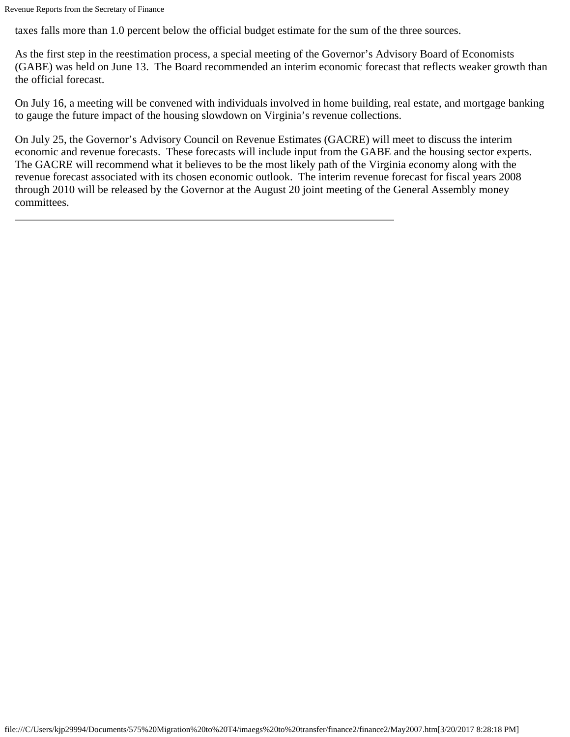taxes falls more than 1.0 percent below the official budget estimate for the sum of the three sources.

As the first step in the reestimation process, a special meeting of the Governor's Advisory Board of Economists (GABE) was held on June 13. The Board recommended an interim economic forecast that reflects weaker growth than the official forecast.

On July 16, a meeting will be convened with individuals involved in home building, real estate, and mortgage banking to gauge the future impact of the housing slowdown on Virginia's revenue collections.

On July 25, the Governor's Advisory Council on Revenue Estimates (GACRE) will meet to discuss the interim economic and revenue forecasts. These forecasts will include input from the GABE and the housing sector experts. The GACRE will recommend what it believes to be the most likely path of the Virginia economy along with the revenue forecast associated with its chosen economic outlook. The interim revenue forecast for fiscal years 2008 through 2010 will be released by the Governor at the August 20 joint meeting of the General Assembly money committees.

---